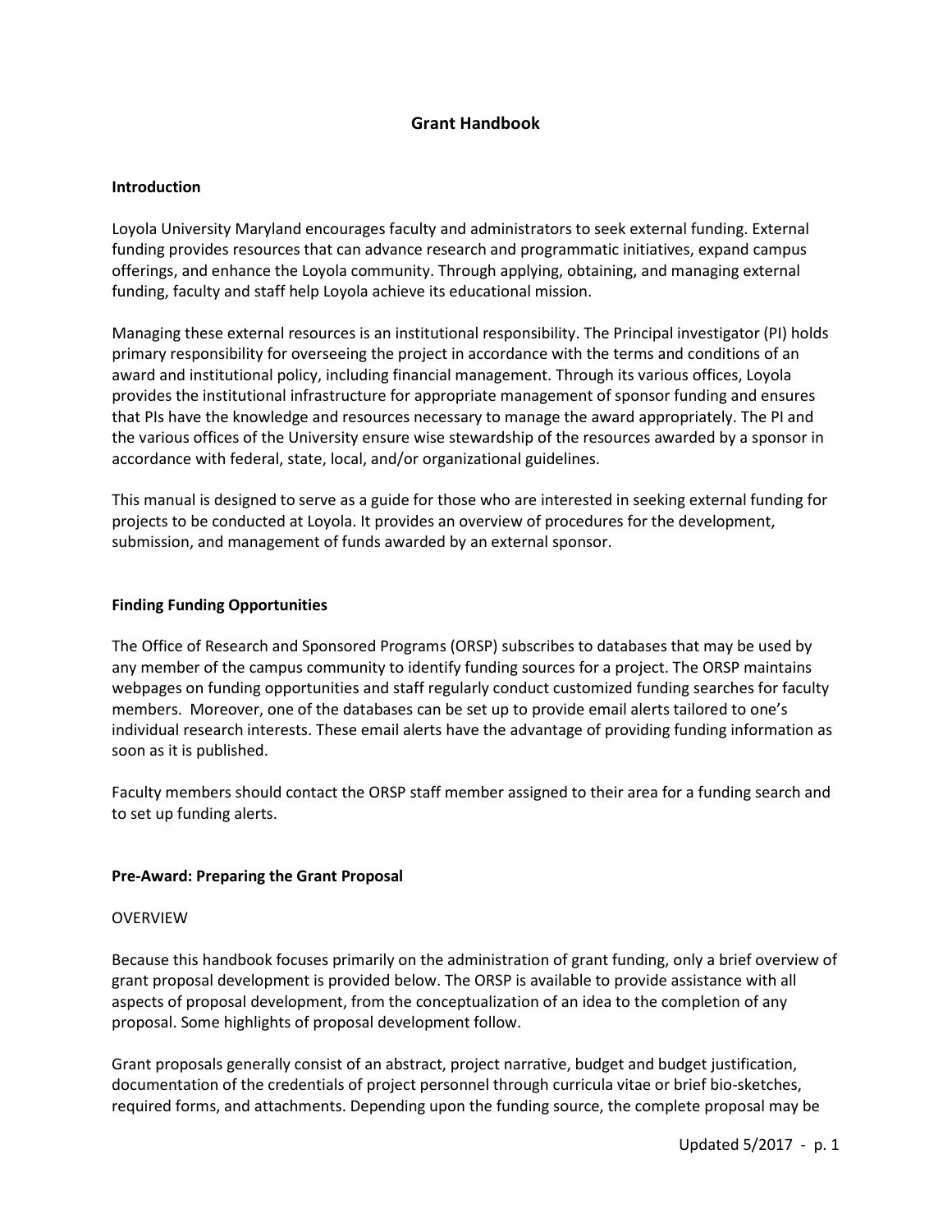# Grant Handbook

## Introduction

Loyola University Maryland encourages faculty and administrators to seek external funding. External funding provides resources that can advance research and programmatic initiatives, expand campus offerings, and enhance the Loyola community. Through applying, obtaining, and managing external funding, faculty and staff help Loyola achieve its educational mission.

Managing these external resources is an institutional responsibility. The Principal investigator (PI) holds primary responsibility for overseeing the project in accordance with the terms and conditions of an award and institutional policy, including financial management. Through its various offices, Loyola provides the institutional infrastructure for appropriate management of sponsor funding and ensures that PIs have the knowledge and resources necessary to manage the award appropriately. The PI and the various offices of the University ensure wise stewardship of the resources awarded by a sponsor in accordance with federal, state, local, and/or organizational guidelines.

This manual is designed to serve as a guide for those who are interested in seeking external funding for projects to be conducted at Loyola. It provides an overview of procedures for the development, submission, and management of funds awarded by an external sponsor.

## Finding Funding Opportunities

The Office of Research and Sponsored Programs (ORSP) subscribes to databases that may be used by any member of the campus community to identify funding sources for a project. The ORSP maintains webpages on funding opportunities and staff regularly conduct customized funding searches for faculty members. Moreover, one of the databases can be set up to provide email alerts tailored to one's individual research interests. These email alerts have the advantage of providing funding information as soon as it is published.

Faculty members should contact the ORSP staff member assigned to their area for a funding search and to set up funding alerts.

## Pre-Award: Preparing the Grant Proposal

### OVERVIEW

Because this handbook focuses primarily on the administration of grant funding, only a brief overview of grant proposal development is provided below. The ORSP is available to provide assistance with all aspects of proposal development, from the conceptualization of an idea to the completion of any proposal. Some highlights of proposal development follow.

Grant proposals generally consist of an abstract, project narrative, budget and budget justification, documentation of the credentials of project personnel through curricula vitae or brief bio-sketches, required forms, and attachments. Depending upon the funding source, the complete proposal may be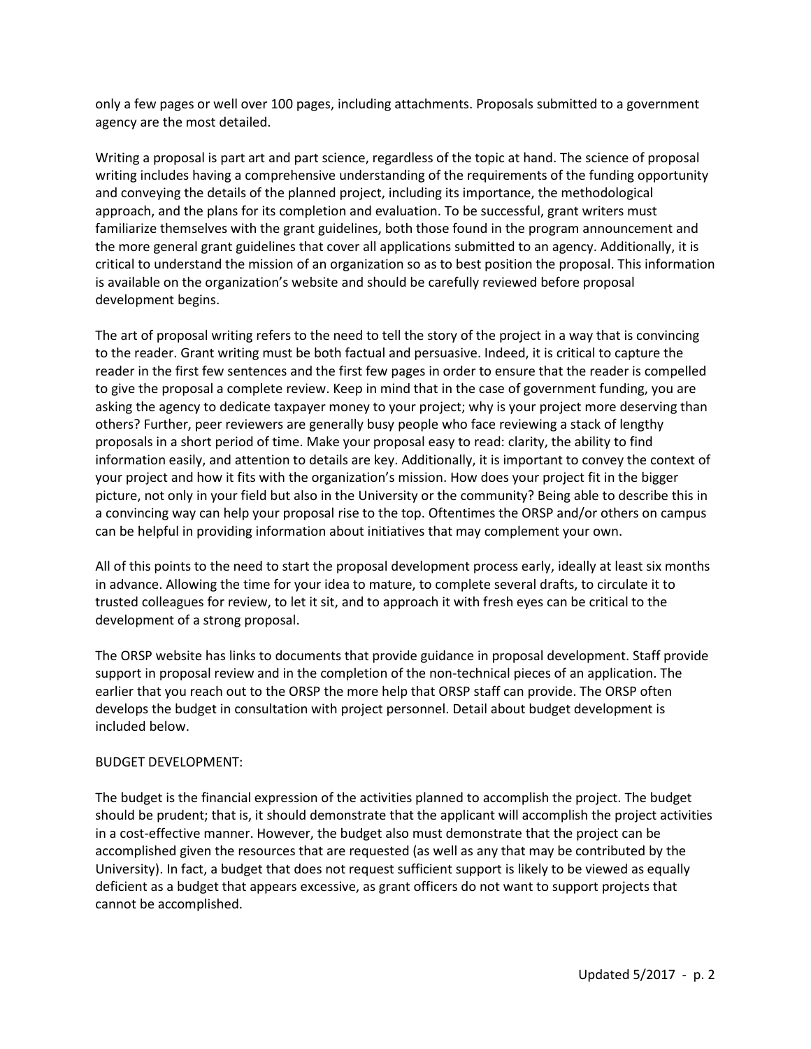only a few pages or well over 100 pages, including attachments. Proposals submitted to a government agency are the most detailed.

Writing a proposal is part art and part science, regardless of the topic at hand. The science of proposal writing includes having a comprehensive understanding of the requirements of the funding opportunity and conveying the details of the planned project, including its importance, the methodological approach, and the plans for its completion and evaluation. To be successful, grant writers must familiarize themselves with the grant guidelines, both those found in the program announcement and the more general grant guidelines that cover all applications submitted to an agency. Additionally, it is critical to understand the mission of an organization so as to best position the proposal. This information is available on the organization's website and should be carefully reviewed before proposal development begins.

The art of proposal writing refers to the need to tell the story of the project in a way that is convincing to the reader. Grant writing must be both factual and persuasive. Indeed, it is critical to capture the reader in the first few sentences and the first few pages in order to ensure that the reader is compelled to give the proposal a complete review. Keep in mind that in the case of government funding, you are asking the agency to dedicate taxpayer money to your project; why is your project more deserving than others? Further, peer reviewers are generally busy people who face reviewing a stack of lengthy proposals in a short period of time. Make your proposal easy to read: clarity, the ability to find information easily, and attention to details are key. Additionally, it is important to convey the context of your project and how it fits with the organization's mission. How does your project fit in the bigger picture, not only in your field but also in the University or the community? Being able to describe this in a convincing way can help your proposal rise to the top. Oftentimes the ORSP and/or others on campus can be helpful in providing information about initiatives that may complement your own.

All of this points to the need to start the proposal development process early, ideally at least six months in advance. Allowing the time for your idea to mature, to complete several drafts, to circulate it to trusted colleagues for review, to let it sit, and to approach it with fresh eyes can be critical to the development of a strong proposal.

The ORSP website has links to documents that provide guidance in proposal development. Staff provide support in proposal review and in the completion of the non-technical pieces of an application. The earlier that you reach out to the ORSP the more help that ORSP staff can provide. The ORSP often develops the budget in consultation with project personnel. Detail about budget development is included below.

BUDGET DEVELOPMENT:

The budget is the financial expression of the activities planned to accomplish the project. The budget should be prudent; that is, it should demonstrate that the applicant will accomplish the project activities in a cost-effective manner. However, the budget also must demonstrate that the project can be accomplished given the resources that are requested (as well as any that may be contributed by the University). In fact, a budget that does not request sufficient support is likely to be viewed as equally deficient as a budget that appears excessive, as grant officers do not want to support projects that cannot be accomplished.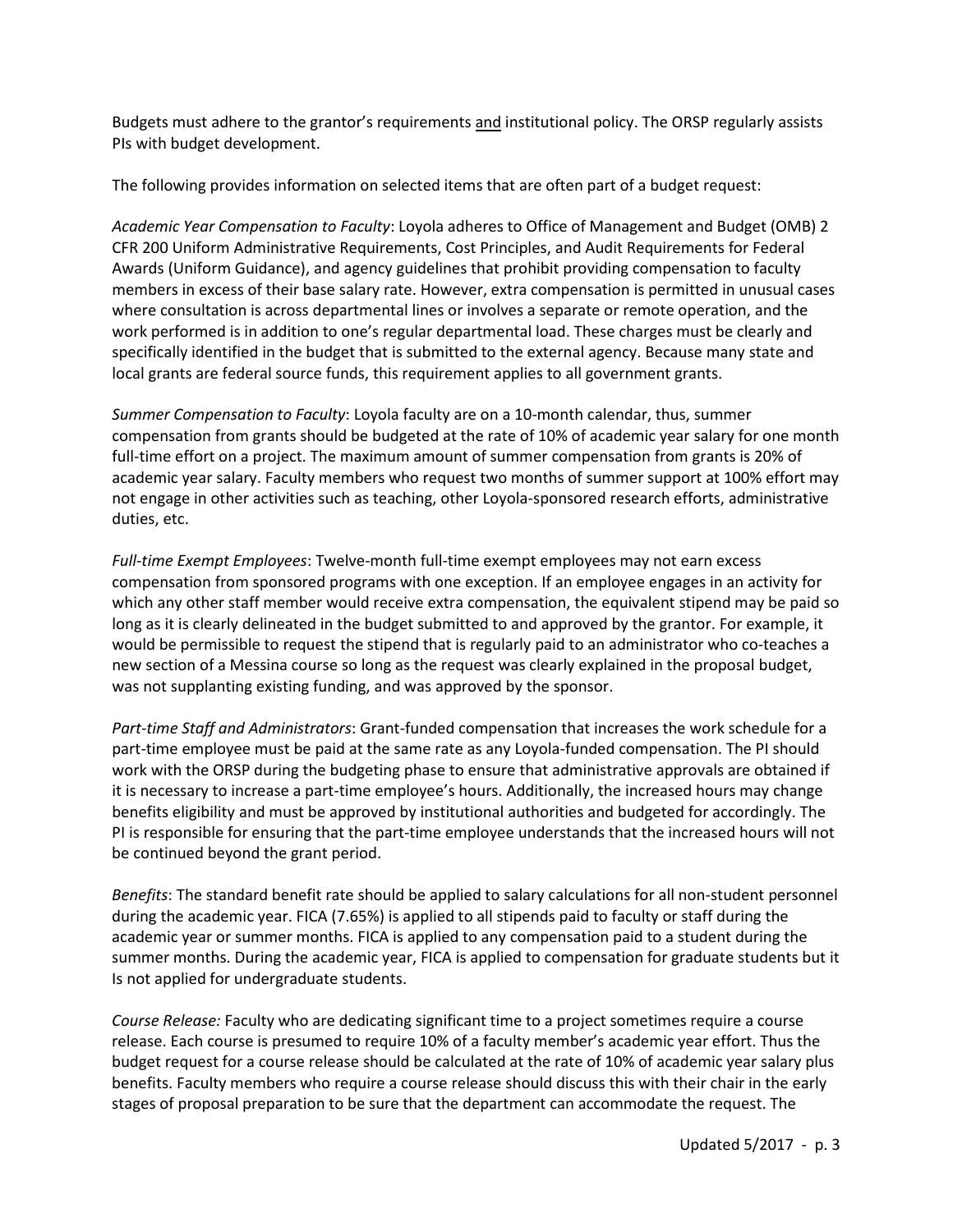Budgets must adhere to the grantor's requirements <u>and</u> institutional policy. The ORSP regularly assists PIs with budget development.

The following provides information on selected items that are often part of a budget request:

*Academic Year Compensation to Faculty*: Loyola adheres to Office of Management and Budget (OMB) 2 CFR 200 Uniform Administrative Requirements, Cost Principles, and Audit Requirements for Federal Awards (Uniform Guidance), and agency guidelines that prohibit providing compensation to faculty members in excess of their base salary rate. However, extra compensation is permitted in unusual cases where consultation is across departmental lines or involves a separate or remote operation, and the work performed is in addition to one's regular departmental load. These charges must be clearly and specifically identified in the budget that is submitted to the external agency. Because many state and local grants are federal source funds, this requirement applies to all government grants.

*Summer Compensation to Faculty*: Loyola faculty are on a 10-month calendar, thus, summer compensation from grants should be budgeted at the rate of 10% of academic year salary for one month full-time effort on a project. The maximum amount of summer compensation from grants is 20% of academic year salary. Faculty members who request two months of summer support at 100% effort may not engage in other activities such as teaching, other Loyola-sponsored research efforts, administrative duties, etc.

*Full-time Exempt Employees*: Twelve-month full-time exempt employees may not earn excess compensation from sponsored programs with one exception. If an employee engages in an activity for which any other staff member would receive extra compensation, the equivalent stipend may be paid so long as it is clearly delineated in the budget submitted to and approved by the grantor. For example, it would be permissible to request the stipend that is regularly paid to an administrator who co-teaches a new section of a Messina course so long as the request was clearly explained in the proposal budget, was not supplanting existing funding, and was approved by the sponsor.

*Part-time Staff and Administrators*: Grant-funded compensation that increases the work schedule for a part-time employee must be paid at the same rate as any Loyola-funded compensation. The PI should work with the ORSP during the budgeting phase to ensure that administrative approvals are obtained if it is necessary to increase a part-time employee's hours. Additionally, the increased hours may change benefits eligibility and must be approved by institutional authorities and budgeted for accordingly. The PI is responsible for ensuring that the part-time employee understands that the increased hours will not be continued beyond the grant period.

*Benefits*: The standard benefit rate should be applied to salary calculations for all non-student personnel during the academic year. FICA (7.65%) is applied to all stipends paid to faculty or staff during the academic year or summer months. FICA is applied to any compensation paid to a student during the summer months. During the academic year, FICA is applied to compensation for graduate students but it Is not applied for undergraduate students.

*Course Release:* Faculty who are dedicating significant time to a project sometimes require a course release. Each course is presumed to require 10% of a faculty member's academic year effort. Thus the budget request for a course release should be calculated at the rate of 10% of academic year salary plus benefits. Faculty members who require a course release should discuss this with their chair in the early stages of proposal preparation to be sure that the department can accommodate the request. The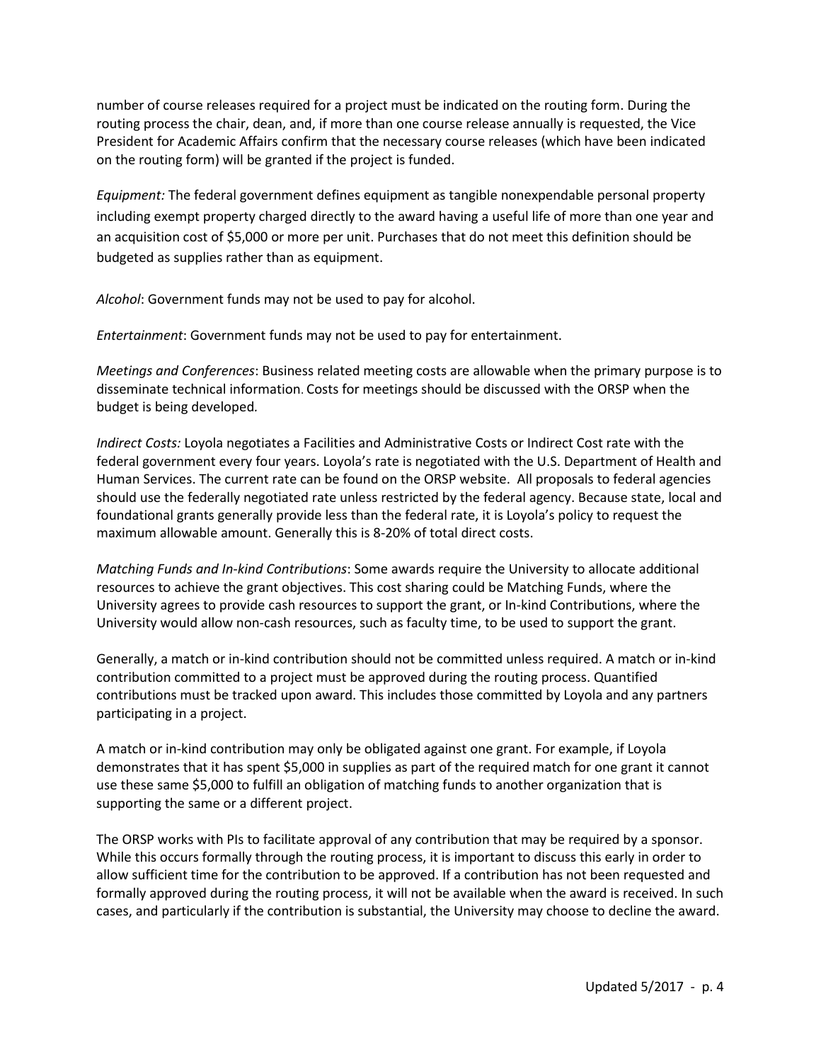number of course releases required for a project must be indicated on the routing form. During the routing process the chair, dean, and, if more than one course release annually is requested, the Vice President for Academic Affairs confirm that the necessary course releases (which have been indicated on the routing form) will be granted if the project is funded.

*Equipment:* The federal government defines equipment as tangible nonexpendable personal property including exempt property charged directly to the award having a useful life of more than one year and an acquisition cost of $5,000 or more per unit. Purchases that do not meet this definition should be budgeted as supplies rather than as equipment.

*Alcohol*: Government funds may not be used to pay for alcohol.

*Entertainment*: Government funds may not be used to pay for entertainment.

*Meetings and Conferences*: Business related meeting costs are allowable when the primary purpose is to disseminate technical information. Costs for meetings should be discussed with the ORSP when the budget is being developed.

*Indirect Costs:* Loyola negotiates a Facilities and Administrative Costs or Indirect Cost rate with the federal government every four years. Loyola's rate is negotiated with the U.S. Department of Health and Human Services. The current rate can be found on the ORSP website. All proposals to federal agencies should use the federally negotiated rate unless restricted by the federal agency. Because state, local and foundational grants generally provide less than the federal rate, it is Loyola's policy to request the maximum allowable amount. Generally this is 8-20% of total direct costs.

*Matching Funds and In-kind Contributions*: Some awards require the University to allocate additional resources to achieve the grant objectives. This cost sharing could be Matching Funds, where the University agrees to provide cash resources to support the grant, or In-kind Contributions, where the University would allow non-cash resources, such as faculty time, to be used to support the grant.

Generally, a match or in-kind contribution should not be committed unless required. A match or in-kind contribution committed to a project must be approved during the routing process. Quantified contributions must be tracked upon award. This includes those committed by Loyola and any partners participating in a project.

A match or in-kind contribution may only be obligated against one grant. For example, if Loyola demonstrates that it has spent $5,000 in supplies as part of the required match for one grant it cannot use these same $5,000 to fulfill an obligation of matching funds to another organization that is supporting the same or a different project.

The ORSP works with PIs to facilitate approval of any contribution that may be required by a sponsor. While this occurs formally through the routing process, it is important to discuss this early in order to allow sufficient time for the contribution to be approved. If a contribution has not been requested and formally approved during the routing process, it will not be available when the award is received. In such cases, and particularly if the contribution is substantial, the University may choose to decline the award.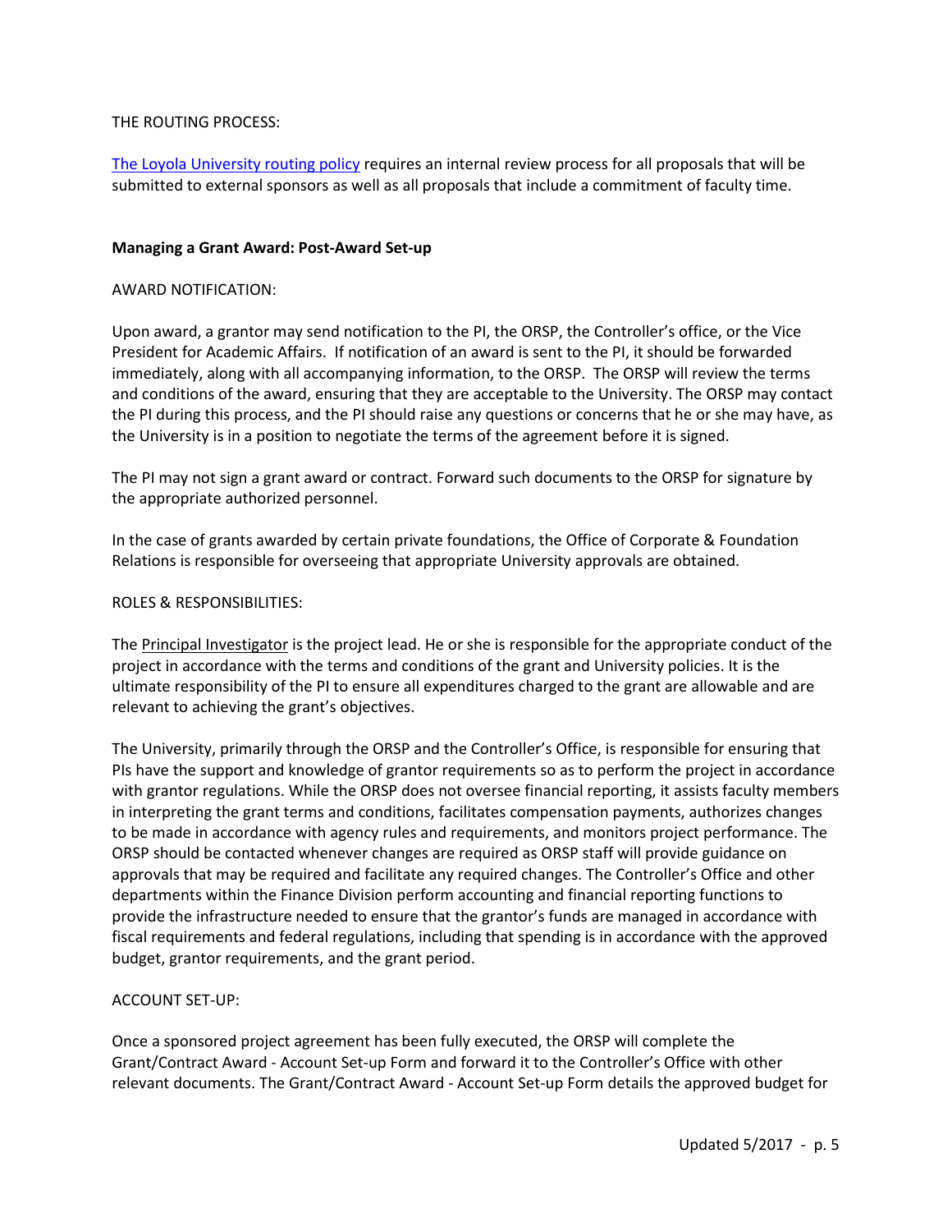THE ROUTING PROCESS:

The Loyola University routing policy requires an internal review process for all proposals that will be submitted to external sponsors as well as all proposals that include a commitment of faculty time.

**Managing a Grant Award: Post-Award Set-up**

AWARD NOTIFICATION:

Upon award, a grantor may send notification to the PI, the ORSP, the Controller's office, or the Vice President for Academic Affairs. If notification of an award is sent to the PI, it should be forwarded immediately, along with all accompanying information, to the ORSP. The ORSP will review the terms and conditions of the award, ensuring that they are acceptable to the University. The ORSP may contact the PI during this process, and the PI should raise any questions or concerns that he or she may have, as the University is in a position to negotiate the terms of the agreement before it is signed.

The PI may not sign a grant award or contract. Forward such documents to the ORSP for signature by the appropriate authorized personnel.

In the case of grants awarded by certain private foundations, the Office of Corporate & Foundation Relations is responsible for overseeing that appropriate University approvals are obtained.

ROLES & RESPONSIBILITIES:

The Principal Investigator is the project lead. He or she is responsible for the appropriate conduct of the project in accordance with the terms and conditions of the grant and University policies. It is the ultimate responsibility of the PI to ensure all expenditures charged to the grant are allowable and are relevant to achieving the grant's objectives.

The University, primarily through the ORSP and the Controller's Office, is responsible for ensuring that PIs have the support and knowledge of grantor requirements so as to perform the project in accordance with grantor regulations. While the ORSP does not oversee financial reporting, it assists faculty members in interpreting the grant terms and conditions, facilitates compensation payments, authorizes changes to be made in accordance with agency rules and requirements, and monitors project performance. The ORSP should be contacted whenever changes are required as ORSP staff will provide guidance on approvals that may be required and facilitate any required changes. The Controller's Office and other departments within the Finance Division perform accounting and financial reporting functions to provide the infrastructure needed to ensure that the grantor's funds are managed in accordance with fiscal requirements and federal regulations, including that spending is in accordance with the approved budget, grantor requirements, and the grant period.

ACCOUNT SET-UP:

Once a sponsored project agreement has been fully executed, the ORSP will complete the Grant/Contract Award - Account Set-up Form and forward it to the Controller's Office with other relevant documents. The Grant/Contract Award - Account Set-up Form details the approved budget for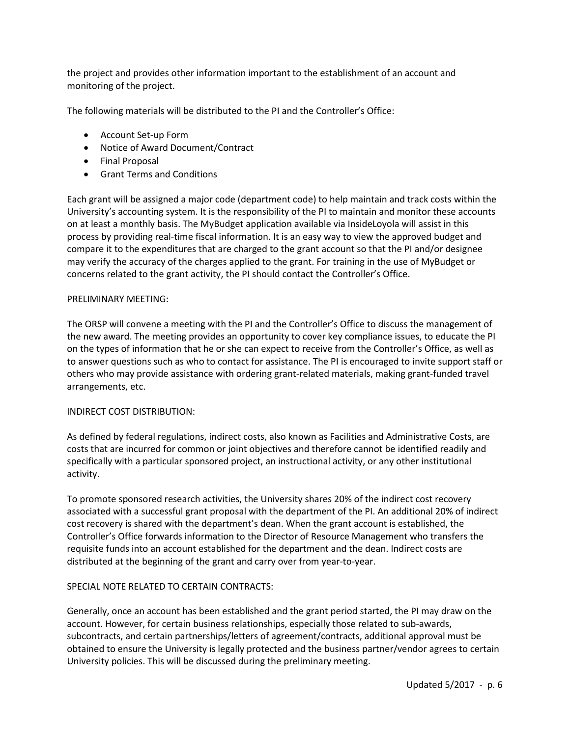the project and provides other information important to the establishment of an account and monitoring of the project.

The following materials will be distributed to the PI and the Controller's Office:

- Account Set-up Form
- Notice of Award Document/Contract
- Final Proposal
- Grant Terms and Conditions

Each grant will be assigned a major code (department code) to help maintain and track costs within the University's accounting system. It is the responsibility of the PI to maintain and monitor these accounts on at least a monthly basis. The MyBudget application available via InsideLoyola will assist in this process by providing real-time fiscal information. It is an easy way to view the approved budget and compare it to the expenditures that are charged to the grant account so that the PI and/or designee may verify the accuracy of the charges applied to the grant. For training in the use of MyBudget or concerns related to the grant activity, the PI should contact the Controller's Office.

PRELIMINARY MEETING:

The ORSP will convene a meeting with the PI and the Controller's Office to discuss the management of the new award. The meeting provides an opportunity to cover key compliance issues, to educate the PI on the types of information that he or she can expect to receive from the Controller's Office, as well as to answer questions such as who to contact for assistance. The PI is encouraged to invite support staff or others who may provide assistance with ordering grant-related materials, making grant-funded travel arrangements, etc.

INDIRECT COST DISTRIBUTION:

As defined by federal regulations, indirect costs, also known as Facilities and Administrative Costs, are costs that are incurred for common or joint objectives and therefore cannot be identified readily and specifically with a particular sponsored project, an instructional activity, or any other institutional activity.

To promote sponsored research activities, the University shares 20% of the indirect cost recovery associated with a successful grant proposal with the department of the PI. An additional 20% of indirect cost recovery is shared with the department's dean. When the grant account is established, the Controller's Office forwards information to the Director of Resource Management who transfers the requisite funds into an account established for the department and the dean. Indirect costs are distributed at the beginning of the grant and carry over from year-to-year.

SPECIAL NOTE RELATED TO CERTAIN CONTRACTS:

Generally, once an account has been established and the grant period started, the PI may draw on the account. However, for certain business relationships, especially those related to sub-awards, subcontracts, and certain partnerships/letters of agreement/contracts, additional approval must be obtained to ensure the University is legally protected and the business partner/vendor agrees to certain University policies. This will be discussed during the preliminary meeting.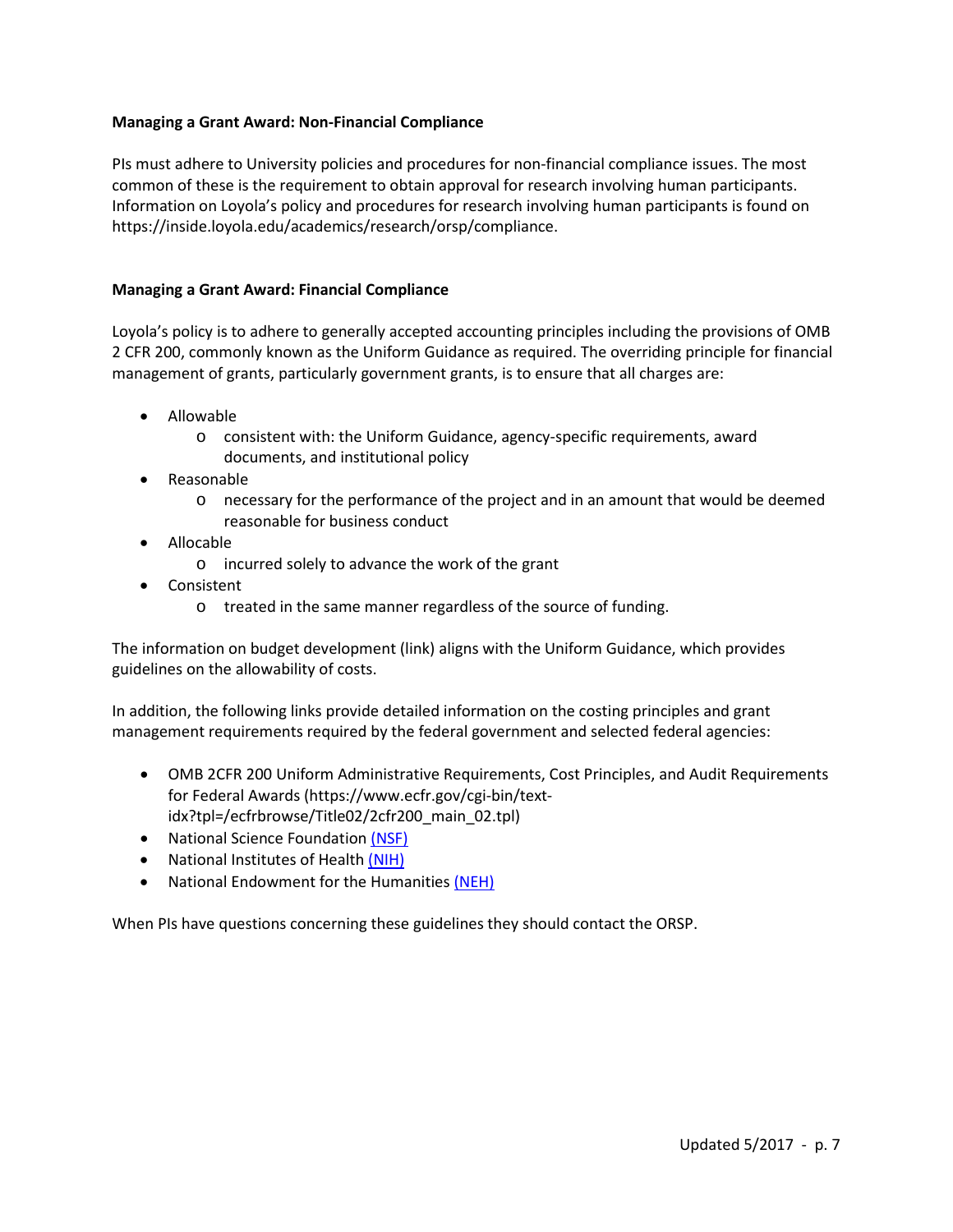**Managing a Grant Award: Non-Financial Compliance**

PIs must adhere to University policies and procedures for non-financial compliance issues. The most common of these is the requirement to obtain approval for research involving human participants. Information on Loyola's policy and procedures for research involving human participants is found on https://inside.loyola.edu/academics/research/orsp/compliance.

**Managing a Grant Award: Financial Compliance**

Loyola's policy is to adhere to generally accepted accounting principles including the provisions of OMB 2 CFR 200, commonly known as the Uniform Guidance as required. The overriding principle for financial management of grants, particularly government grants, is to ensure that all charges are:

- Allowable
  - consistent with: the Uniform Guidance, agency-specific requirements, award documents, and institutional policy
- Reasonable
  - necessary for the performance of the project and in an amount that would be deemed reasonable for business conduct
- Allocable
  - incurred solely to advance the work of the grant
- Consistent
  - treated in the same manner regardless of the source of funding.

The information on budget development (link) aligns with the Uniform Guidance, which provides guidelines on the allowability of costs.

In addition, the following links provide detailed information on the costing principles and grant management requirements required by the federal government and selected federal agencies:

- OMB 2CFR 200 Uniform Administrative Requirements, Cost Principles, and Audit Requirements for Federal Awards (https://www.ecfr.gov/cgi-bin/text-idx?tpl=/ecfrbrowse/Title02/2cfr200_main_02.tpl)
- National Science Foundation (NSF)
- National Institutes of Health (NIH)
- National Endowment for the Humanities (NEH)

When PIs have questions concerning these guidelines they should contact the ORSP.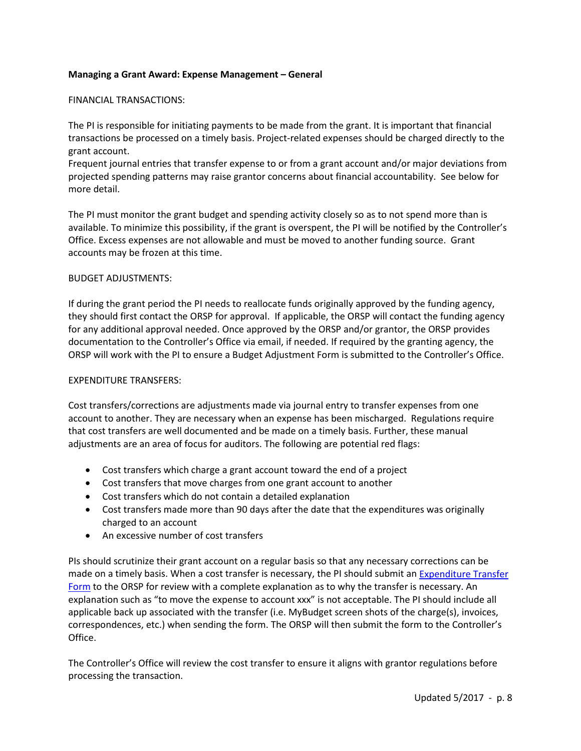**Managing a Grant Award: Expense Management – General**

FINANCIAL TRANSACTIONS:

The PI is responsible for initiating payments to be made from the grant. It is important that financial transactions be processed on a timely basis. Project-related expenses should be charged directly to the grant account.
Frequent journal entries that transfer expense to or from a grant account and/or major deviations from projected spending patterns may raise grantor concerns about financial accountability. See below for more detail.

The PI must monitor the grant budget and spending activity closely so as to not spend more than is available. To minimize this possibility, if the grant is overspent, the PI will be notified by the Controller's Office. Excess expenses are not allowable and must be moved to another funding source. Grant accounts may be frozen at this time.

BUDGET ADJUSTMENTS:

If during the grant period the PI needs to reallocate funds originally approved by the funding agency, they should first contact the ORSP for approval. If applicable, the ORSP will contact the funding agency for any additional approval needed. Once approved by the ORSP and/or grantor, the ORSP provides documentation to the Controller's Office via email, if needed. If required by the granting agency, the ORSP will work with the PI to ensure a Budget Adjustment Form is submitted to the Controller's Office.

EXPENDITURE TRANSFERS:

Cost transfers/corrections are adjustments made via journal entry to transfer expenses from one account to another. They are necessary when an expense has been mischarged. Regulations require that cost transfers are well documented and be made on a timely basis. Further, these manual adjustments are an area of focus for auditors. The following are potential red flags:

- Cost transfers which charge a grant account toward the end of a project
- Cost transfers that move charges from one grant account to another
- Cost transfers which do not contain a detailed explanation
- Cost transfers made more than 90 days after the date that the expenditures was originally charged to an account
- An excessive number of cost transfers

PIs should scrutinize their grant account on a regular basis so that any necessary corrections can be made on a timely basis. When a cost transfer is necessary, the PI should submit an Expenditure Transfer Form to the ORSP for review with a complete explanation as to why the transfer is necessary. An explanation such as "to move the expense to account xxx" is not acceptable. The PI should include all applicable back up associated with the transfer (i.e. MyBudget screen shots of the charge(s), invoices, correspondences, etc.) when sending the form. The ORSP will then submit the form to the Controller's Office.

The Controller's Office will review the cost transfer to ensure it aligns with grantor regulations before processing the transaction.

Updated 5/2017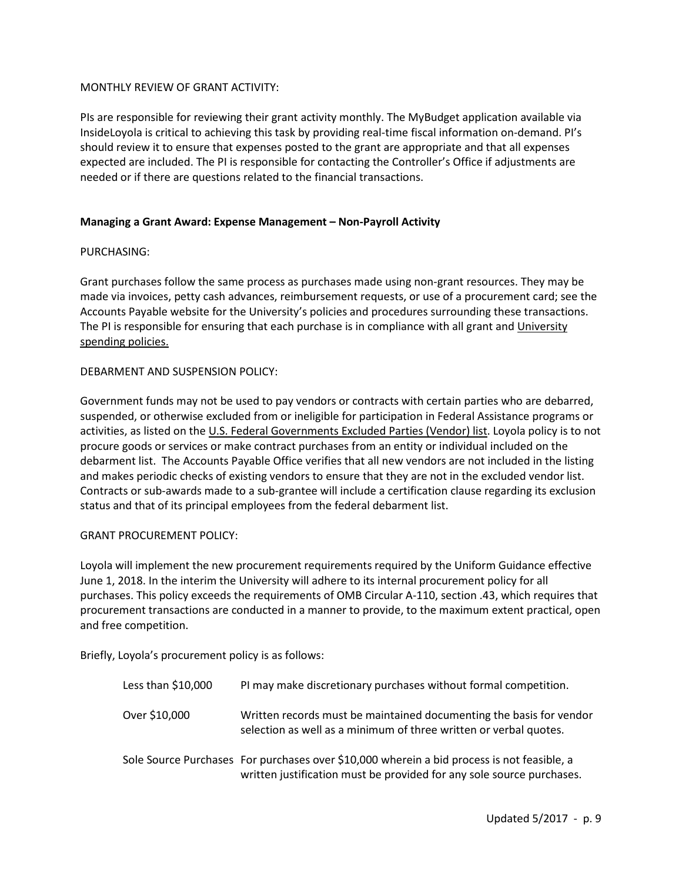MONTHLY REVIEW OF GRANT ACTIVITY:

PIs are responsible for reviewing their grant activity monthly. The MyBudget application available via InsideLoyola is critical to achieving this task by providing real-time fiscal information on-demand. PI's should review it to ensure that expenses posted to the grant are appropriate and that all expenses expected are included. The PI is responsible for contacting the Controller's Office if adjustments are needed or if there are questions related to the financial transactions.

**Managing a Grant Award: Expense Management – Non-Payroll Activity**

PURCHASING:

Grant purchases follow the same process as purchases made using non-grant resources. They may be made via invoices, petty cash advances, reimbursement requests, or use of a procurement card; see the Accounts Payable website for the University's policies and procedures surrounding these transactions. The PI is responsible for ensuring that each purchase is in compliance with all grant and University spending policies.

DEBARMENT AND SUSPENSION POLICY:

Government funds may not be used to pay vendors or contracts with certain parties who are debarred, suspended, or otherwise excluded from or ineligible for participation in Federal Assistance programs or activities, as listed on the U.S. Federal Governments Excluded Parties (Vendor) list. Loyola policy is to not procure goods or services or make contract purchases from an entity or individual included on the debarment list. The Accounts Payable Office verifies that all new vendors are not included in the listing and makes periodic checks of existing vendors to ensure that they are not in the excluded vendor list. Contracts or sub-awards made to a sub-grantee will include a certification clause regarding its exclusion status and that of its principal employees from the federal debarment list.

GRANT PROCUREMENT POLICY:

Loyola will implement the new procurement requirements required by the Uniform Guidance effective June 1, 2018. In the interim the University will adhere to its internal procurement policy for all purchases. This policy exceeds the requirements of OMB Circular A-110, section .43, which requires that procurement transactions are conducted in a manner to provide, to the maximum extent practical, open and free competition.

Briefly, Loyola's procurement policy is as follows:

| | |
|---|---|
| Less than $10,000 | PI may make discretionary purchases without formal competition. |
| Over $10,000 | Written records must be maintained documenting the basis for vendor selection as well as a minimum of three written or verbal quotes. |
| Sole Source Purchases | For purchases over $10,000 wherein a bid process is not feasible, a written justification must be provided for any sole source purchases. |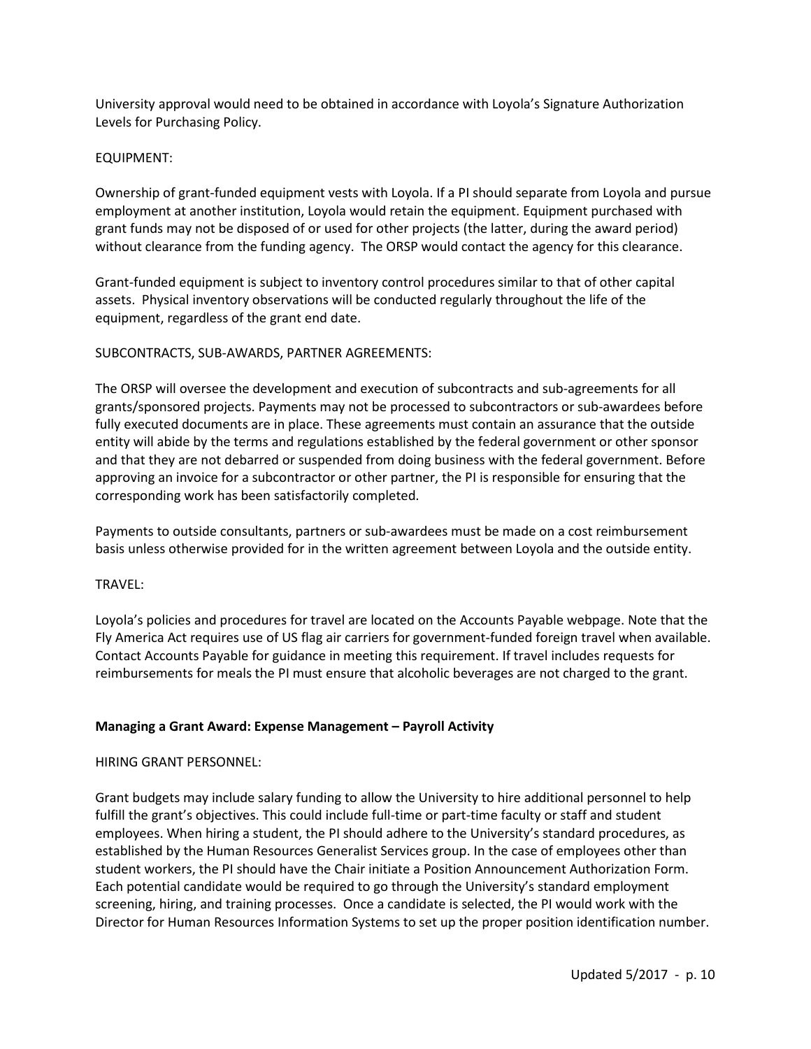University approval would need to be obtained in accordance with Loyola's Signature Authorization Levels for Purchasing Policy.

EQUIPMENT:

Ownership of grant-funded equipment vests with Loyola. If a PI should separate from Loyola and pursue employment at another institution, Loyola would retain the equipment. Equipment purchased with grant funds may not be disposed of or used for other projects (the latter, during the award period) without clearance from the funding agency. The ORSP would contact the agency for this clearance.

Grant-funded equipment is subject to inventory control procedures similar to that of other capital assets. Physical inventory observations will be conducted regularly throughout the life of the equipment, regardless of the grant end date.

SUBCONTRACTS, SUB-AWARDS, PARTNER AGREEMENTS:

The ORSP will oversee the development and execution of subcontracts and sub-agreements for all grants/sponsored projects. Payments may not be processed to subcontractors or sub-awardees before fully executed documents are in place. These agreements must contain an assurance that the outside entity will abide by the terms and regulations established by the federal government or other sponsor and that they are not debarred or suspended from doing business with the federal government. Before approving an invoice for a subcontractor or other partner, the PI is responsible for ensuring that the corresponding work has been satisfactorily completed.

Payments to outside consultants, partners or sub-awardees must be made on a cost reimbursement basis unless otherwise provided for in the written agreement between Loyola and the outside entity.

TRAVEL:

Loyola's policies and procedures for travel are located on the Accounts Payable webpage. Note that the Fly America Act requires use of US flag air carriers for government-funded foreign travel when available. Contact Accounts Payable for guidance in meeting this requirement. If travel includes requests for reimbursements for meals the PI must ensure that alcoholic beverages are not charged to the grant.

**Managing a Grant Award: Expense Management – Payroll Activity**

HIRING GRANT PERSONNEL:

Grant budgets may include salary funding to allow the University to hire additional personnel to help fulfill the grant's objectives. This could include full-time or part-time faculty or staff and student employees. When hiring a student, the PI should adhere to the University's standard procedures, as established by the Human Resources Generalist Services group. In the case of employees other than student workers, the PI should have the Chair initiate a Position Announcement Authorization Form. Each potential candidate would be required to go through the University's standard employment screening, hiring, and training processes. Once a candidate is selected, the PI would work with the Director for Human Resources Information Systems to set up the proper position identification number.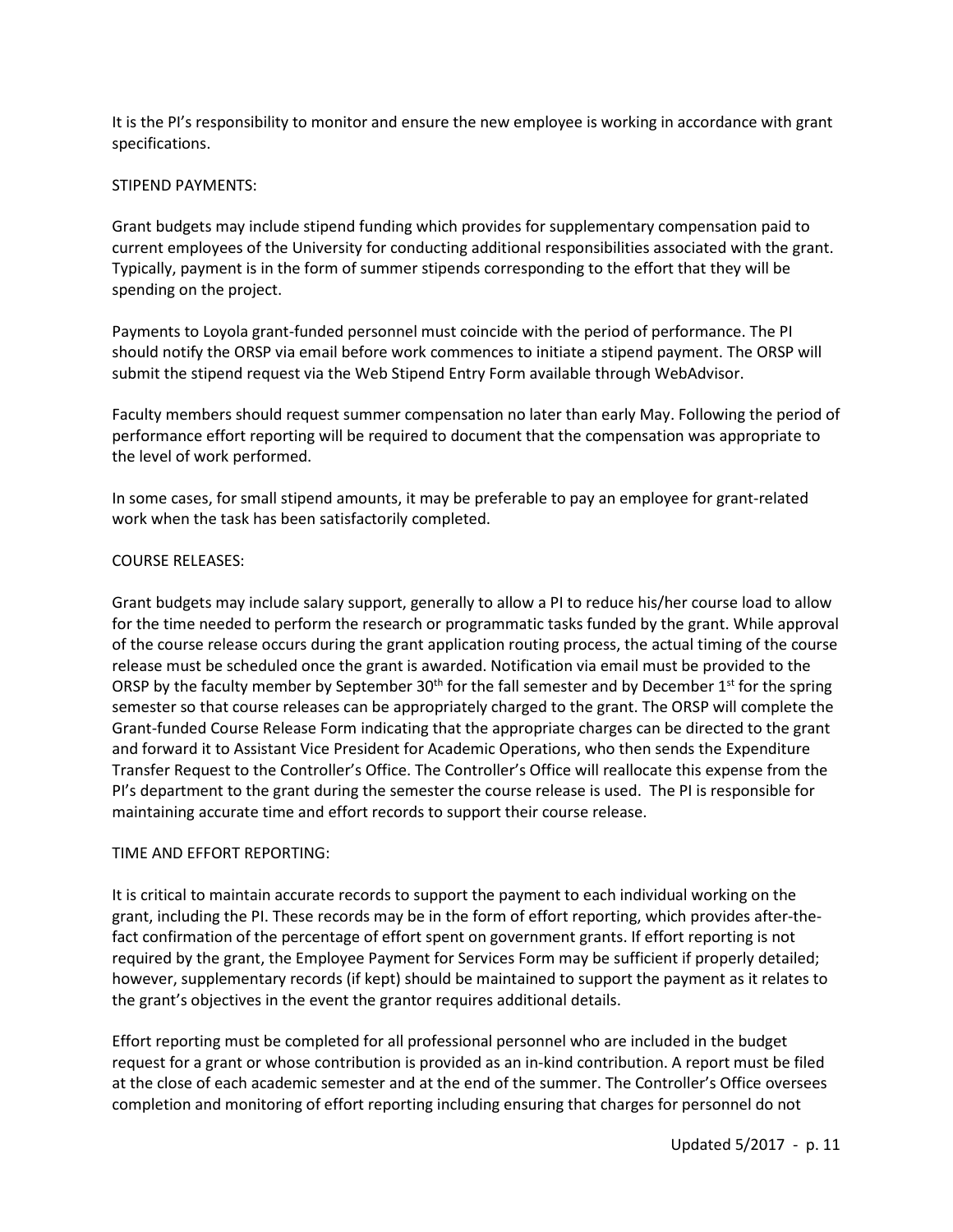It is the PI's responsibility to monitor and ensure the new employee is working in accordance with grant specifications.

STIPEND PAYMENTS:

Grant budgets may include stipend funding which provides for supplementary compensation paid to current employees of the University for conducting additional responsibilities associated with the grant. Typically, payment is in the form of summer stipends corresponding to the effort that they will be spending on the project.

Payments to Loyola grant-funded personnel must coincide with the period of performance. The PI should notify the ORSP via email before work commences to initiate a stipend payment. The ORSP will submit the stipend request via the Web Stipend Entry Form available through WebAdvisor.

Faculty members should request summer compensation no later than early May. Following the period of performance effort reporting will be required to document that the compensation was appropriate to the level of work performed.

In some cases, for small stipend amounts, it may be preferable to pay an employee for grant-related work when the task has been satisfactorily completed.

COURSE RELEASES:

Grant budgets may include salary support, generally to allow a PI to reduce his/her course load to allow for the time needed to perform the research or programmatic tasks funded by the grant. While approval of the course release occurs during the grant application routing process, the actual timing of the course release must be scheduled once the grant is awarded. Notification via email must be provided to the ORSP by the faculty member by September 30th for the fall semester and by December 1st for the spring semester so that course releases can be appropriately charged to the grant. The ORSP will complete the Grant-funded Course Release Form indicating that the appropriate charges can be directed to the grant and forward it to Assistant Vice President for Academic Operations, who then sends the Expenditure Transfer Request to the Controller's Office. The Controller's Office will reallocate this expense from the PI's department to the grant during the semester the course release is used. The PI is responsible for maintaining accurate time and effort records to support their course release.

TIME AND EFFORT REPORTING:

It is critical to maintain accurate records to support the payment to each individual working on the grant, including the PI. These records may be in the form of effort reporting, which provides after-the-fact confirmation of the percentage of effort spent on government grants. If effort reporting is not required by the grant, the Employee Payment for Services Form may be sufficient if properly detailed; however, supplementary records (if kept) should be maintained to support the payment as it relates to the grant's objectives in the event the grantor requires additional details.

Effort reporting must be completed for all professional personnel who are included in the budget request for a grant or whose contribution is provided as an in-kind contribution. A report must be filed at the close of each academic semester and at the end of the summer. The Controller's Office oversees completion and monitoring of effort reporting including ensuring that charges for personnel do not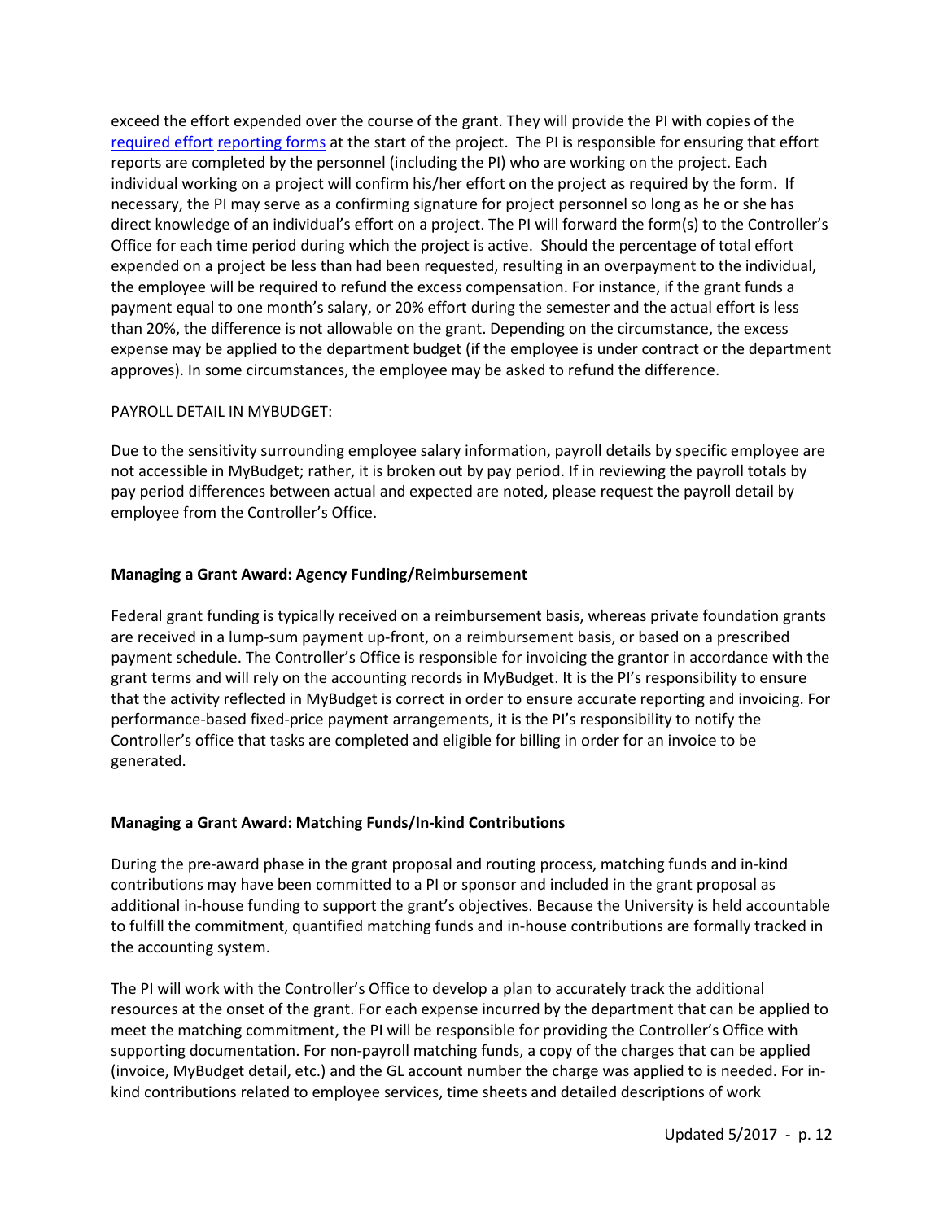exceed the effort expended over the course of the grant. They will provide the PI with copies of the required effort reporting forms at the start of the project. The PI is responsible for ensuring that effort reports are completed by the personnel (including the PI) who are working on the project. Each individual working on a project will confirm his/her effort on the project as required by the form. If necessary, the PI may serve as a confirming signature for project personnel so long as he or she has direct knowledge of an individual's effort on a project. The PI will forward the form(s) to the Controller's Office for each time period during which the project is active. Should the percentage of total effort expended on a project be less than had been requested, resulting in an overpayment to the individual, the employee will be required to refund the excess compensation. For instance, if the grant funds a payment equal to one month's salary, or 20% effort during the semester and the actual effort is less than 20%, the difference is not allowable on the grant. Depending on the circumstance, the excess expense may be applied to the department budget (if the employee is under contract or the department approves). In some circumstances, the employee may be asked to refund the difference.

PAYROLL DETAIL IN MYBUDGET:

Due to the sensitivity surrounding employee salary information, payroll details by specific employee are not accessible in MyBudget; rather, it is broken out by pay period. If in reviewing the payroll totals by pay period differences between actual and expected are noted, please request the payroll detail by employee from the Controller's Office.

**Managing a Grant Award: Agency Funding/Reimbursement**

Federal grant funding is typically received on a reimbursement basis, whereas private foundation grants are received in a lump-sum payment up-front, on a reimbursement basis, or based on a prescribed payment schedule. The Controller's Office is responsible for invoicing the grantor in accordance with the grant terms and will rely on the accounting records in MyBudget. It is the PI's responsibility to ensure that the activity reflected in MyBudget is correct in order to ensure accurate reporting and invoicing. For performance-based fixed-price payment arrangements, it is the PI's responsibility to notify the Controller's office that tasks are completed and eligible for billing in order for an invoice to be generated.

**Managing a Grant Award: Matching Funds/In-kind Contributions**

During the pre-award phase in the grant proposal and routing process, matching funds and in-kind contributions may have been committed to a PI or sponsor and included in the grant proposal as additional in-house funding to support the grant's objectives. Because the University is held accountable to fulfill the commitment, quantified matching funds and in-house contributions are formally tracked in the accounting system.

The PI will work with the Controller's Office to develop a plan to accurately track the additional resources at the onset of the grant. For each expense incurred by the department that can be applied to meet the matching commitment, the PI will be responsible for providing the Controller's Office with supporting documentation. For non-payroll matching funds, a copy of the charges that can be applied (invoice, MyBudget detail, etc.) and the GL account number the charge was applied to is needed. For in-kind contributions related to employee services, time sheets and detailed descriptions of work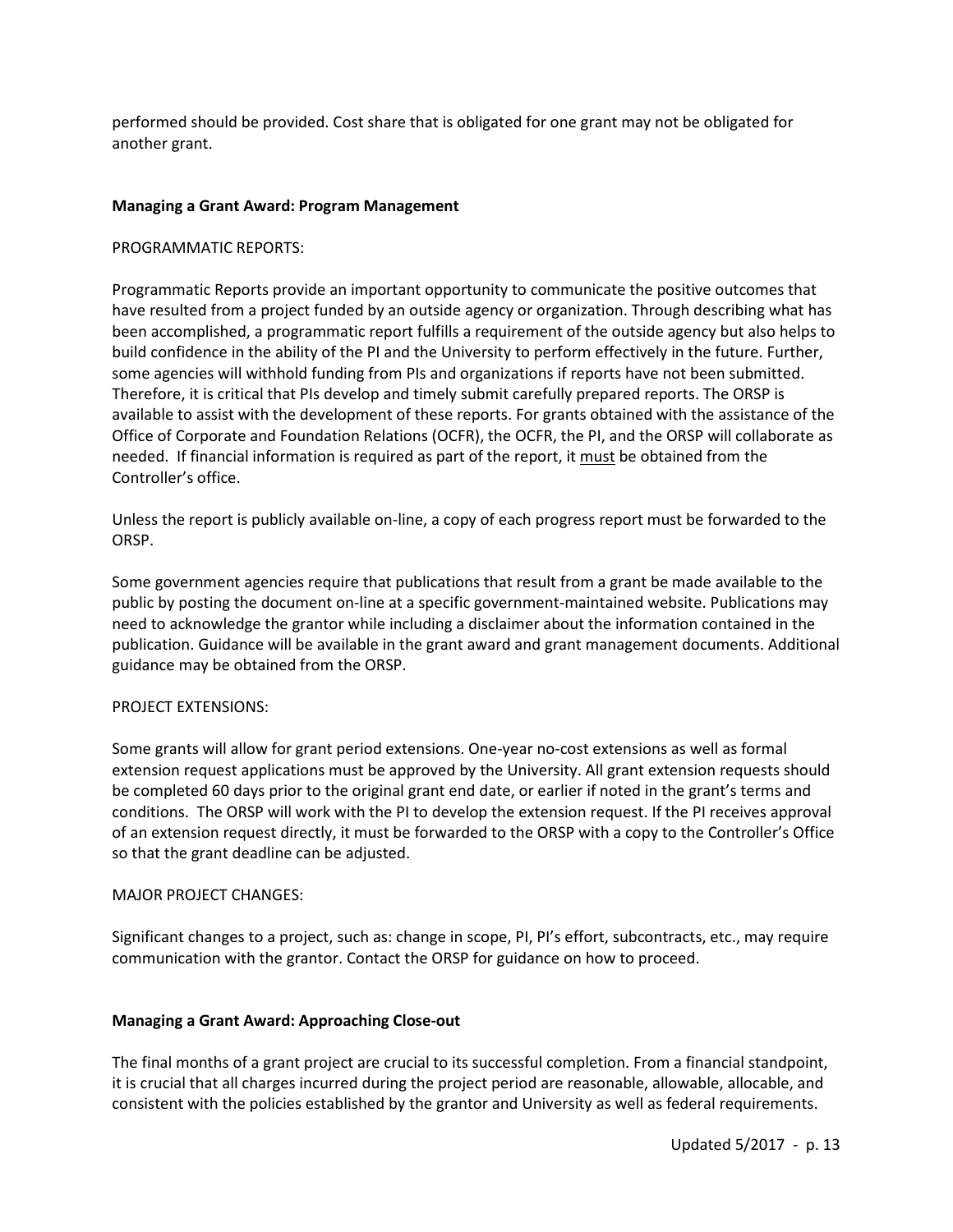performed should be provided. Cost share that is obligated for one grant may not be obligated for another grant.

**Managing a Grant Award: Program Management**

PROGRAMMATIC REPORTS:

Programmatic Reports provide an important opportunity to communicate the positive outcomes that have resulted from a project funded by an outside agency or organization. Through describing what has been accomplished, a programmatic report fulfills a requirement of the outside agency but also helps to build confidence in the ability of the PI and the University to perform effectively in the future. Further, some agencies will withhold funding from PIs and organizations if reports have not been submitted. Therefore, it is critical that PIs develop and timely submit carefully prepared reports. The ORSP is available to assist with the development of these reports. For grants obtained with the assistance of the Office of Corporate and Foundation Relations (OCFR), the OCFR, the PI, and the ORSP will collaborate as needed. If financial information is required as part of the report, it <u>must</u> be obtained from the Controller's office.

Unless the report is publicly available on-line, a copy of each progress report must be forwarded to the ORSP.

Some government agencies require that publications that result from a grant be made available to the public by posting the document on-line at a specific government-maintained website. Publications may need to acknowledge the grantor while including a disclaimer about the information contained in the publication. Guidance will be available in the grant award and grant management documents. Additional guidance may be obtained from the ORSP.

PROJECT EXTENSIONS:

Some grants will allow for grant period extensions. One-year no-cost extensions as well as formal extension request applications must be approved by the University. All grant extension requests should be completed 60 days prior to the original grant end date, or earlier if noted in the grant's terms and conditions. The ORSP will work with the PI to develop the extension request. If the PI receives approval of an extension request directly, it must be forwarded to the ORSP with a copy to the Controller's Office so that the grant deadline can be adjusted.

MAJOR PROJECT CHANGES:

Significant changes to a project, such as: change in scope, PI, PI's effort, subcontracts, etc., may require communication with the grantor. Contact the ORSP for guidance on how to proceed.

**Managing a Grant Award: Approaching Close-out**

The final months of a grant project are crucial to its successful completion. From a financial standpoint, it is crucial that all charges incurred during the project period are reasonable, allowable, allocable, and consistent with the policies established by the grantor and University as well as federal requirements.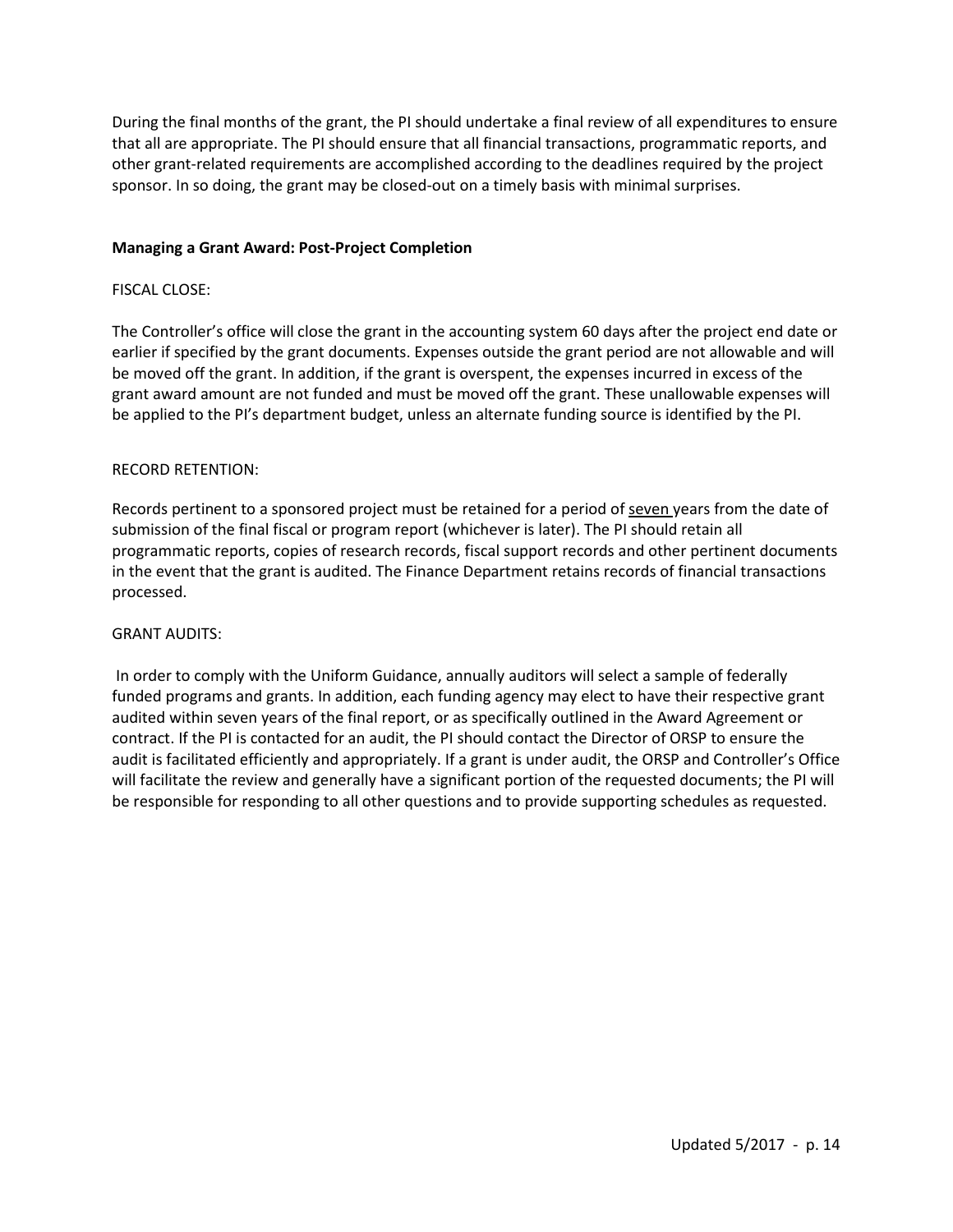During the final months of the grant, the PI should undertake a final review of all expenditures to ensure that all are appropriate. The PI should ensure that all financial transactions, programmatic reports, and other grant-related requirements are accomplished according to the deadlines required by the project sponsor. In so doing, the grant may be closed-out on a timely basis with minimal surprises.

**Managing a Grant Award: Post-Project Completion**

FISCAL CLOSE:

The Controller's office will close the grant in the accounting system 60 days after the project end date or earlier if specified by the grant documents. Expenses outside the grant period are not allowable and will be moved off the grant. In addition, if the grant is overspent, the expenses incurred in excess of the grant award amount are not funded and must be moved off the grant. These unallowable expenses will be applied to the PI's department budget, unless an alternate funding source is identified by the PI.

RECORD RETENTION:

Records pertinent to a sponsored project must be retained for a period of <u>seven</u> years from the date of submission of the final fiscal or program report (whichever is later). The PI should retain all programmatic reports, copies of research records, fiscal support records and other pertinent documents in the event that the grant is audited. The Finance Department retains records of financial transactions processed.

GRANT AUDITS:

In order to comply with the Uniform Guidance, annually auditors will select a sample of federally funded programs and grants. In addition, each funding agency may elect to have their respective grant audited within seven years of the final report, or as specifically outlined in the Award Agreement or contract. If the PI is contacted for an audit, the PI should contact the Director of ORSP to ensure the audit is facilitated efficiently and appropriately. If a grant is under audit, the ORSP and Controller's Office will facilitate the review and generally have a significant portion of the requested documents; the PI will be responsible for responding to all other questions and to provide supporting schedules as requested.